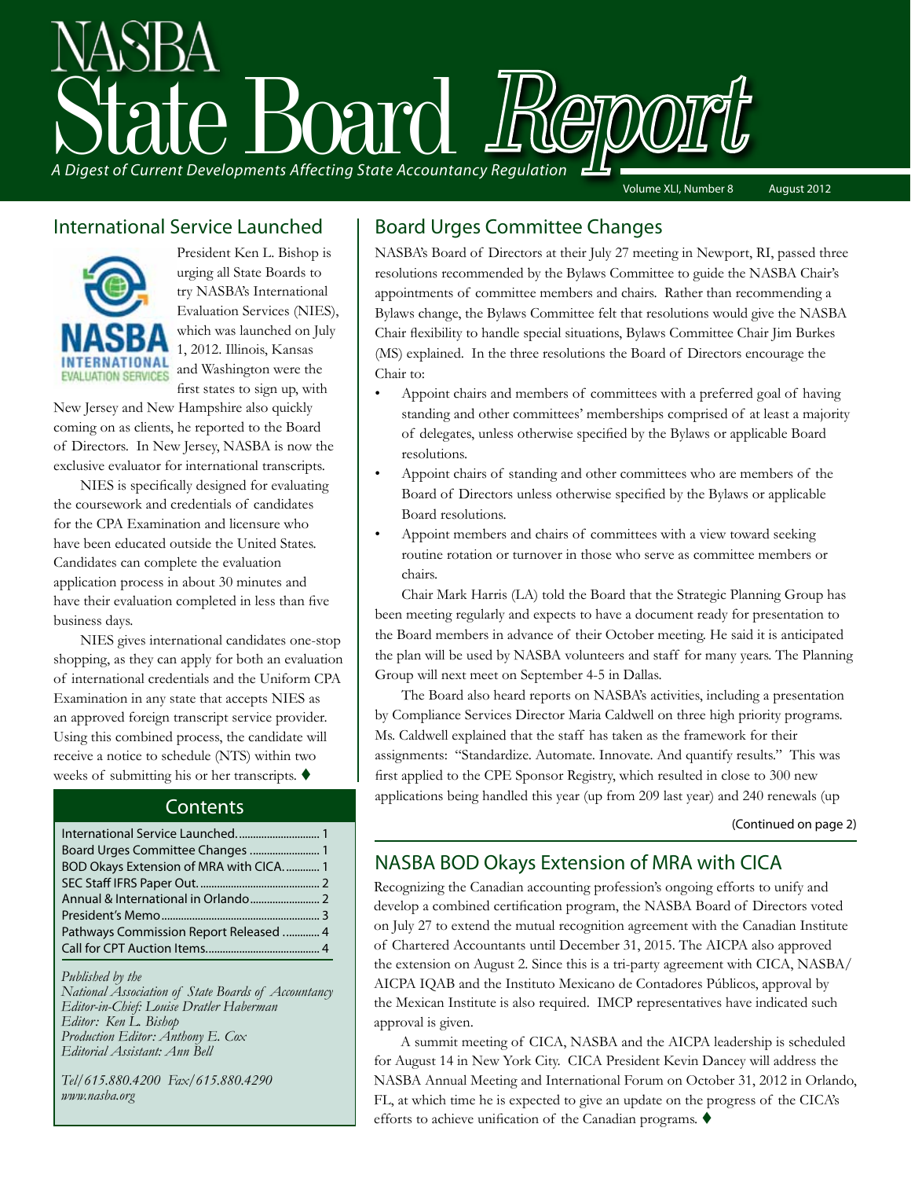# NASBA State Board Report

*A Digest of Current Developments Affecting State Accountancy Regulation*

Volume XLI, Number 8 August 2012

## International Service Launched

President Ken L. Bishop is urging all State Boards to try NASBA's International Evaluation Services (NIES), which was launched on July 1, 2012. Illinois, Kansas and Washington were the first states to sign up, with New Jersey and New Hampshire also quickly coming on as clients, he reported to the Board of Directors. In New Jersey, NASBA is now the exclusive evaluator for international transcripts.

NIES is specifically designed for evaluating the coursework and credentials of candidates for the CPA Examination and licensure who have been educated outside the United States. Candidates can complete the evaluation application process in about 30 minutes and have their evaluation completed in less than five business days.

NIES gives international candidates one-stop shopping, as they can apply for both an evaluation of international credentials and the Uniform CPA Examination in any state that accepts NIES as an approved foreign transcript service provider. Using this combined process, the candidate will receive a notice to schedule (NTS) within two weeks of submitting his or her transcripts. ♦

## Contents

| | |
|---|---|
| International Service Launched | 1 |
| Board Urges Committee Changes | 1 |
| BOD Okays Extension of MRA with CICA | 1 |
| SEC Staff IFRS Paper Out | 2 |
| Annual & International in Orlando | 2 |
| President's Memo | 3 |
| Pathways Commission Report Released | 4 |
| Call for CPT Auction Items | 4 |

*Published by the*
*National Association of State Boards of Accountancy*
*Editor-in-Chief: Louise Dratler Haberman*
*Editor: Ken L. Bishop*
*Production Editor: Anthony E. Cox*
*Editorial Assistant: Ann Bell*

*Tel/615.880.4200 Fax/615.880.4290*
*www.nasba.org*

## Board Urges Committee Changes

NASBA's Board of Directors at their July 27 meeting in Newport, RI, passed three resolutions recommended by the Bylaws Committee to guide the NASBA Chair's appointments of committee members and chairs. Rather than recommending a Bylaws change, the Bylaws Committee felt that resolutions would give the NASBA Chair flexibility to handle special situations, Bylaws Committee Chair Jim Burkes (MS) explained. In the three resolutions the Board of Directors encourage the Chair to:

- Appoint chairs and members of committees with a preferred goal of having standing and other committees' memberships comprised of at least a majority of delegates, unless otherwise specified by the Bylaws or applicable Board resolutions.
- Appoint chairs of standing and other committees who are members of the Board of Directors unless otherwise specified by the Bylaws or applicable Board resolutions.
- Appoint members and chairs of committees with a view toward seeking routine rotation or turnover in those who serve as committee members or chairs.

Chair Mark Harris (LA) told the Board that the Strategic Planning Group has been meeting regularly and expects to have a document ready for presentation to the Board members in advance of their October meeting. He said it is anticipated the plan will be used by NASBA volunteers and staff for many years. The Planning Group will next meet on September 4-5 in Dallas.

The Board also heard reports on NASBA's activities, including a presentation by Compliance Services Director Maria Caldwell on three high priority programs. Ms. Caldwell explained that the staff has taken as the framework for their assignments: "Standardize. Automate. Innovate. And quantify results." This was first applied to the CPE Sponsor Registry, which resulted in close to 300 new applications being handled this year (up from 209 last year) and 240 renewals (up

(Continued on page 2)

## NASBA BOD Okays Extension of MRA with CICA

Recognizing the Canadian accounting profession's ongoing efforts to unify and develop a combined certification program, the NASBA Board of Directors voted on July 27 to extend the mutual recognition agreement with the Canadian Institute of Chartered Accountants until December 31, 2015. The AICPA also approved the extension on August 2. Since this is a tri-party agreement with CICA, NASBA/AICPA IQAB and the Instituto Mexicano de Contadores Públicos, approval by the Mexican Institute is also required. IMCP representatives have indicated such approval is given.

A summit meeting of CICA, NASBA and the AICPA leadership is scheduled for August 14 in New York City. CICA President Kevin Dancey will address the NASBA Annual Meeting and International Forum on October 31, 2012 in Orlando, FL, at which time he is expected to give an update on the progress of the CICA's efforts to achieve unification of the Canadian programs. ♦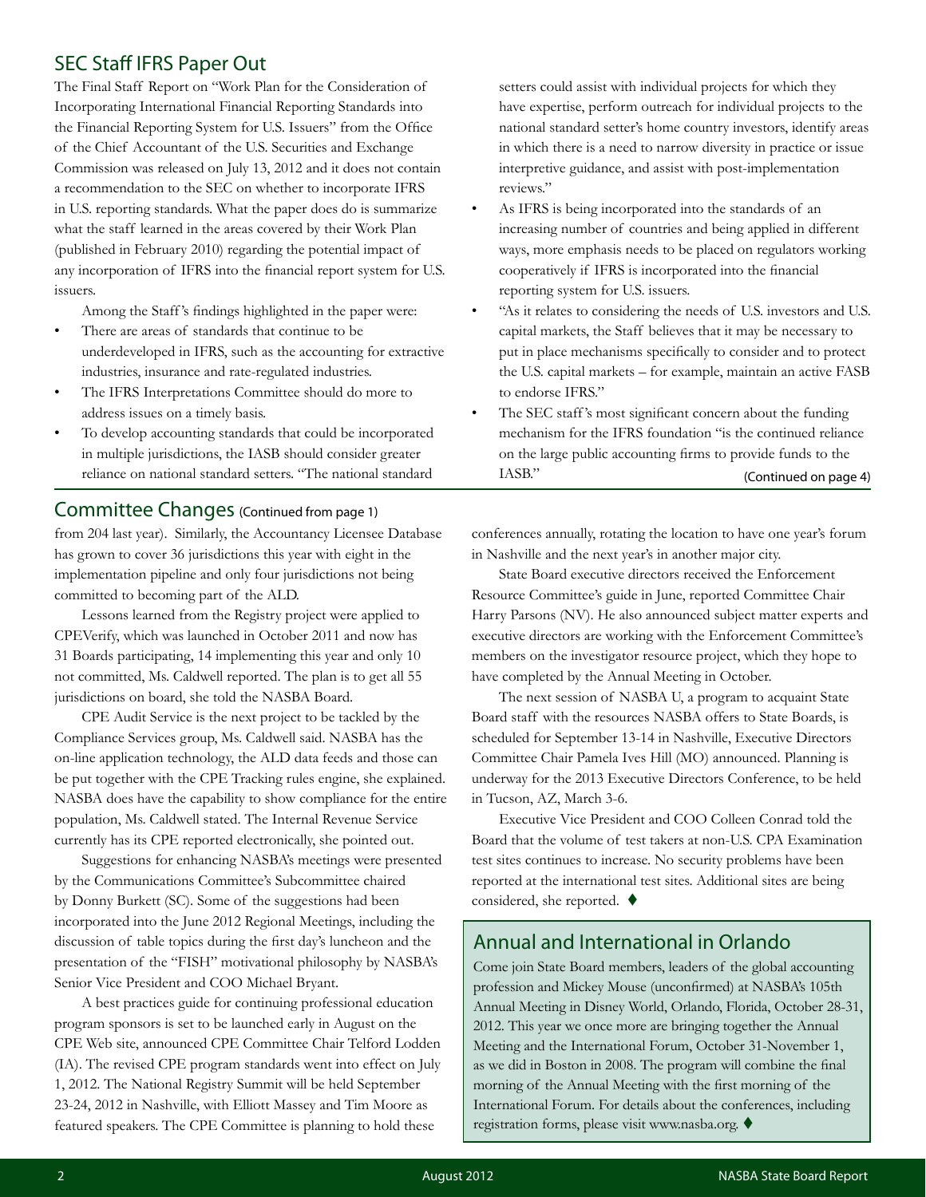## SEC Staff IFRS Paper Out

The Final Staff Report on "Work Plan for the Consideration of Incorporating International Financial Reporting Standards into the Financial Reporting System for U.S. Issuers" from the Office of the Chief Accountant of the U.S. Securities and Exchange Commission was released on July 13, 2012 and it does not contain a recommendation to the SEC on whether to incorporate IFRS in U.S. reporting standards. What the paper does do is summarize what the staff learned in the areas covered by their Work Plan (published in February 2010) regarding the potential impact of any incorporation of IFRS into the financial report system for U.S. issuers.

Among the Staff's findings highlighted in the paper were:

- There are areas of standards that continue to be underdeveloped in IFRS, such as the accounting for extractive industries, insurance and rate-regulated industries.
- The IFRS Interpretations Committee should do more to address issues on a timely basis.
- To develop accounting standards that could be incorporated in multiple jurisdictions, the IASB should consider greater reliance on national standard setters. "The national standard setters could assist with individual projects for which they have expertise, perform outreach for individual projects to the national standard setter's home country investors, identify areas in which there is a need to narrow diversity in practice or issue interpretive guidance, and assist with post-implementation reviews."
- As IFRS is being incorporated into the standards of an increasing number of countries and being applied in different ways, more emphasis needs to be placed on regulators working cooperatively if IFRS is incorporated into the financial reporting system for U.S. issuers.
- "As it relates to considering the needs of U.S. investors and U.S. capital markets, the Staff believes that it may be necessary to put in place mechanisms specifically to consider and to protect the U.S. capital markets – for example, maintain an active FASB to endorse IFRS."
- The SEC staff's most significant concern about the funding mechanism for the IFRS foundation "is the continued reliance on the large public accounting firms to provide funds to the IASB."

(Continued on page 4)

## Committee Changes (Continued from page 1)

from 204 last year). Similarly, the Accountancy Licensee Database has grown to cover 36 jurisdictions this year with eight in the implementation pipeline and only four jurisdictions not being committed to becoming part of the ALD.

Lessons learned from the Registry project were applied to CPEVerify, which was launched in October 2011 and now has 31 Boards participating, 14 implementing this year and only 10 not committed, Ms. Caldwell reported. The plan is to get all 55 jurisdictions on board, she told the NASBA Board.

CPE Audit Service is the next project to be tackled by the Compliance Services group, Ms. Caldwell said. NASBA has the on-line application technology, the ALD data feeds and those can be put together with the CPE Tracking rules engine, she explained. NASBA does have the capability to show compliance for the entire population, Ms. Caldwell stated. The Internal Revenue Service currently has its CPE reported electronically, she pointed out.

Suggestions for enhancing NASBA's meetings were presented by the Communications Committee's Subcommittee chaired by Donny Burkett (SC). Some of the suggestions had been incorporated into the June 2012 Regional Meetings, including the discussion of table topics during the first day's luncheon and the presentation of the "FISH" motivational philosophy by NASBA's Senior Vice President and COO Michael Bryant.

A best practices guide for continuing professional education program sponsors is set to be launched early in August on the CPE Web site, announced CPE Committee Chair Telford Lodden (IA). The revised CPE program standards went into effect on July 1, 2012. The National Registry Summit will be held September 23-24, 2012 in Nashville, with Elliott Massey and Tim Moore as featured speakers. The CPE Committee is planning to hold these conferences annually, rotating the location to have one year's forum in Nashville and the next year's in another major city.

State Board executive directors received the Enforcement Resource Committee's guide in June, reported Committee Chair Harry Parsons (NV). He also announced subject matter experts and executive directors are working with the Enforcement Committee's members on the investigator resource project, which they hope to have completed by the Annual Meeting in October.

The next session of NASBA U, a program to acquaint State Board staff with the resources NASBA offers to State Boards, is scheduled for September 13-14 in Nashville, Executive Directors Committee Chair Pamela Ives Hill (MO) announced. Planning is underway for the 2013 Executive Directors Conference, to be held in Tucson, AZ, March 3-6.

Executive Vice President and COO Colleen Conrad told the Board that the volume of test takers at non-U.S. CPA Examination test sites continues to increase. No security problems have been reported at the international test sites. Additional sites are being considered, she reported. ♦

## Annual and International in Orlando

Come join State Board members, leaders of the global accounting profession and Mickey Mouse (unconfirmed) at NASBA's 105th Annual Meeting in Disney World, Orlando, Florida, October 28-31, 2012. This year we once more are bringing together the Annual Meeting and the International Forum, October 31-November 1, as we did in Boston in 2008. The program will combine the final morning of the Annual Meeting with the first morning of the International Forum. For details about the conferences, including registration forms, please visit www.nasba.org. ♦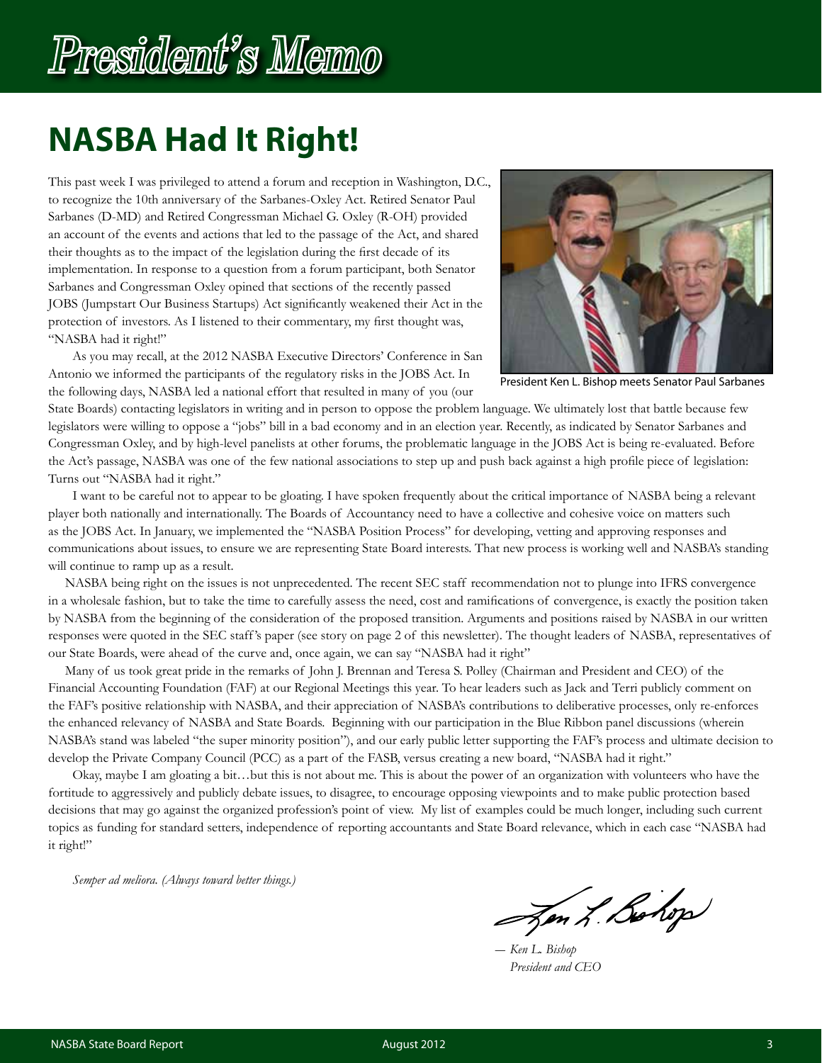# President's Memo

## NASBA Had It Right!

This past week I was privileged to attend a forum and reception in Washington, D.C., to recognize the 10th anniversary of the Sarbanes-Oxley Act. Retired Senator Paul Sarbanes (D-MD) and Retired Congressman Michael G. Oxley (R-OH) provided an account of the events and actions that led to the passage of the Act, and shared their thoughts as to the impact of the legislation during the first decade of its implementation. In response to a question from a forum participant, both Senator Sarbanes and Congressman Oxley opined that sections of the recently passed JOBS (Jumpstart Our Business Startups) Act significantly weakened their Act in the protection of investors. As I listened to their commentary, my first thought was, "NASBA had it right!"

President Ken L. Bishop meets Senator Paul Sarbanes

As you may recall, at the 2012 NASBA Executive Directors' Conference in San Antonio we informed the participants of the regulatory risks in the JOBS Act. In the following days, NASBA led a national effort that resulted in many of you (our State Boards) contacting legislators in writing and in person to oppose the problem language. We ultimately lost that battle because few legislators were willing to oppose a "jobs" bill in a bad economy and in an election year. Recently, as indicated by Senator Sarbanes and Congressman Oxley, and by high-level panelists at other forums, the problematic language in the JOBS Act is being re-evaluated. Before the Act's passage, NASBA was one of the few national associations to step up and push back against a high profile piece of legislation: Turns out "NASBA had it right."

I want to be careful not to appear to be gloating. I have spoken frequently about the critical importance of NASBA being a relevant player both nationally and internationally. The Boards of Accountancy need to have a collective and cohesive voice on matters such as the JOBS Act. In January, we implemented the "NASBA Position Process" for developing, vetting and approving responses and communications about issues, to ensure we are representing State Board interests. That new process is working well and NASBA's standing will continue to ramp up as a result.

NASBA being right on the issues is not unprecedented. The recent SEC staff recommendation not to plunge into IFRS convergence in a wholesale fashion, but to take the time to carefully assess the need, cost and ramifications of convergence, is exactly the position taken by NASBA from the beginning of the consideration of the proposed transition. Arguments and positions raised by NASBA in our written responses were quoted in the SEC staff's paper (see story on page 2 of this newsletter). The thought leaders of NASBA, representatives of our State Boards, were ahead of the curve and, once again, we can say "NASBA had it right"

Many of us took great pride in the remarks of John J. Brennan and Teresa S. Polley (Chairman and President and CEO) of the Financial Accounting Foundation (FAF) at our Regional Meetings this year. To hear leaders such as Jack and Terri publicly comment on the FAF's positive relationship with NASBA, and their appreciation of NASBA's contributions to deliberative processes, only re-enforces the enhanced relevancy of NASBA and State Boards. Beginning with our participation in the Blue Ribbon panel discussions (wherein NASBA's stand was labeled "the super minority position"), and our early public letter supporting the FAF's process and ultimate decision to develop the Private Company Council (PCC) as a part of the FASB, versus creating a new board, "NASBA had it right."

Okay, maybe I am gloating a bit…but this is not about me. This is about the power of an organization with volunteers who have the fortitude to aggressively and publicly debate issues, to disagree, to encourage opposing viewpoints and to make public protection based decisions that may go against the organized profession's point of view. My list of examples could be much longer, including such current topics as funding for standard setters, independence of reporting accountants and State Board relevance, which in each case "NASBA had it right!"

*Semper ad meliora. (Always toward better things.)*

*— Ken L. Bishop*
*President and CEO*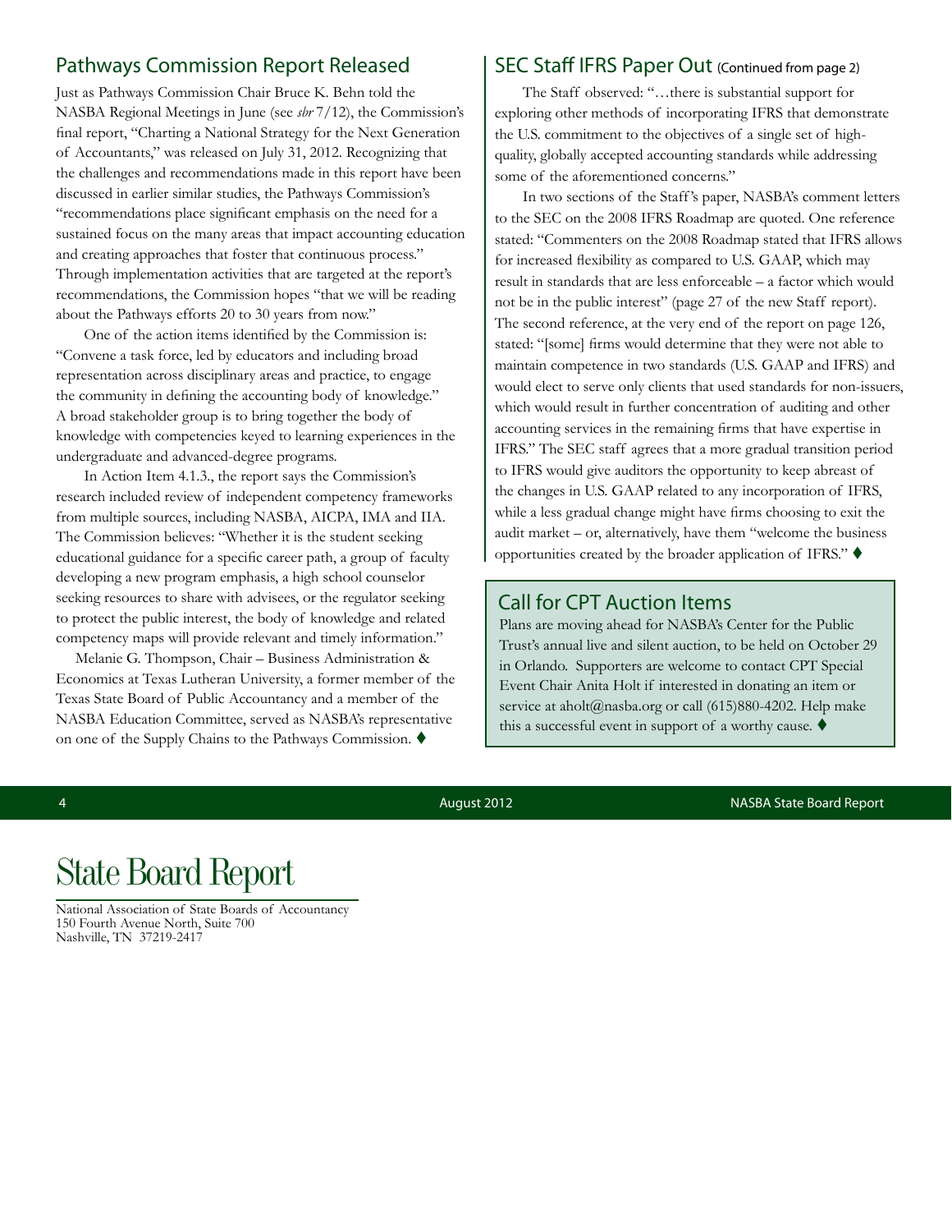## Pathways Commission Report Released

Just as Pathways Commission Chair Bruce K. Behn told the NASBA Regional Meetings in June (see *sbr* 7/12), the Commission's final report, "Charting a National Strategy for the Next Generation of Accountants," was released on July 31, 2012. Recognizing that the challenges and recommendations made in this report have been discussed in earlier similar studies, the Pathways Commission's "recommendations place significant emphasis on the need for a sustained focus on the many areas that impact accounting education and creating approaches that foster that continuous process." Through implementation activities that are targeted at the report's recommendations, the Commission hopes "that we will be reading about the Pathways efforts 20 to 30 years from now."

One of the action items identified by the Commission is: "Convene a task force, led by educators and including broad representation across disciplinary areas and practice, to engage the community in defining the accounting body of knowledge." A broad stakeholder group is to bring together the body of knowledge with competencies keyed to learning experiences in the undergraduate and advanced-degree programs.

In Action Item 4.1.3., the report says the Commission's research included review of independent competency frameworks from multiple sources, including NASBA, AICPA, IMA and IIA. The Commission believes: "Whether it is the student seeking educational guidance for a specific career path, a group of faculty developing a new program emphasis, a high school counselor seeking resources to share with advisees, or the regulator seeking to protect the public interest, the body of knowledge and related competency maps will provide relevant and timely information."

Melanie G. Thompson, Chair – Business Administration & Economics at Texas Lutheran University, a former member of the Texas State Board of Public Accountancy and a member of the NASBA Education Committee, served as NASBA's representative on one of the Supply Chains to the Pathways Commission. ♦

## SEC Staff IFRS Paper Out (Continued from page 2)

The Staff observed: "…there is substantial support for exploring other methods of incorporating IFRS that demonstrate the U.S. commitment to the objectives of a single set of high-quality, globally accepted accounting standards while addressing some of the aforementioned concerns."

In two sections of the Staff's paper, NASBA's comment letters to the SEC on the 2008 IFRS Roadmap are quoted. One reference stated: "Commenters on the 2008 Roadmap stated that IFRS allows for increased flexibility as compared to U.S. GAAP, which may result in standards that are less enforceable – a factor which would not be in the public interest" (page 27 of the new Staff report). The second reference, at the very end of the report on page 126, stated: "[some] firms would determine that they were not able to maintain competence in two standards (U.S. GAAP and IFRS) and would elect to serve only clients that used standards for non-issuers, which would result in further concentration of auditing and other accounting services in the remaining firms that have expertise in IFRS." The SEC staff agrees that a more gradual transition period to IFRS would give auditors the opportunity to keep abreast of the changes in U.S. GAAP related to any incorporation of IFRS, while a less gradual change might have firms choosing to exit the audit market – or, alternatively, have them "welcome the business opportunities created by the broader application of IFRS." ♦

## Call for CPT Auction Items

Plans are moving ahead for NASBA's Center for the Public Trust's annual live and silent auction, to be held on October 29 in Orlando. Supporters are welcome to contact CPT Special Event Chair Anita Holt if interested in donating an item or service at aholt@nasba.org or call (615)880-4202. Help make this a successful event in support of a worthy cause. ♦

# State Board Report

National Association of State Boards of Accountancy
150 Fourth Avenue North, Suite 700
Nashville, TN 37219-2417